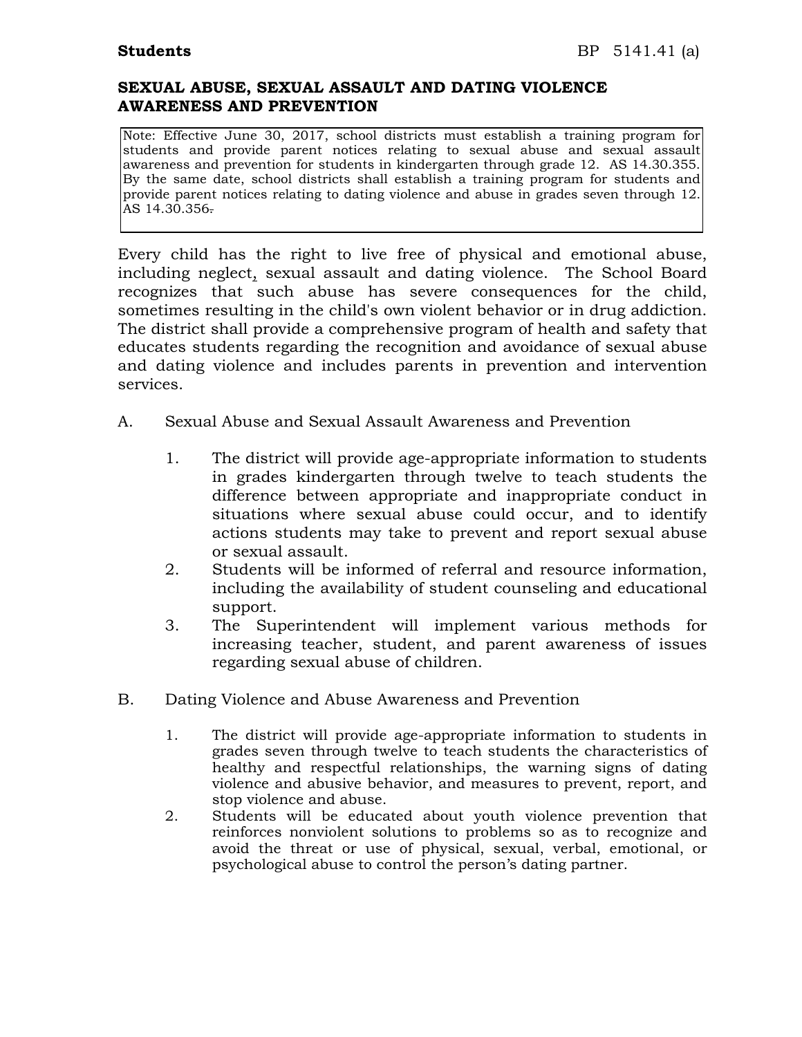**Students** BP 5141.41 (a)

## SEXUAL ABUSE, SEXUAL ASSAULT AND DATING VIOLENCE AWARENESS AND PREVENTION

> Note: Effective June 30, 2017, school districts must establish a training program for students and provide parent notices relating to sexual abuse and sexual assault awareness and prevention for students in kindergarten through grade 12. AS 14.30.355. By the same date, school districts shall establish a training program for students and provide parent notices relating to dating violence and abuse in grades seven through 12. AS 14.30.356.

Every child has the right to live free of physical and emotional abuse, including neglect, sexual assault and dating violence. The School Board recognizes that such abuse has severe consequences for the child, sometimes resulting in the child's own violent behavior or in drug addiction. The district shall provide a comprehensive program of health and safety that educates students regarding the recognition and avoidance of sexual abuse and dating violence and includes parents in prevention and intervention services.

A. Sexual Abuse and Sexual Assault Awareness and Prevention

1. The district will provide age-appropriate information to students in grades kindergarten through twelve to teach students the difference between appropriate and inappropriate conduct in situations where sexual abuse could occur, and to identify actions students may take to prevent and report sexual abuse or sexual assault.
2. Students will be informed of referral and resource information, including the availability of student counseling and educational support.
3. The Superintendent will implement various methods for increasing teacher, student, and parent awareness of issues regarding sexual abuse of children.

B. Dating Violence and Abuse Awareness and Prevention

1. The district will provide age-appropriate information to students in grades seven through twelve to teach students the characteristics of healthy and respectful relationships, the warning signs of dating violence and abusive behavior, and measures to prevent, report, and stop violence and abuse.
2. Students will be educated about youth violence prevention that reinforces nonviolent solutions to problems so as to recognize and avoid the threat or use of physical, sexual, verbal, emotional, or psychological abuse to control the person's dating partner.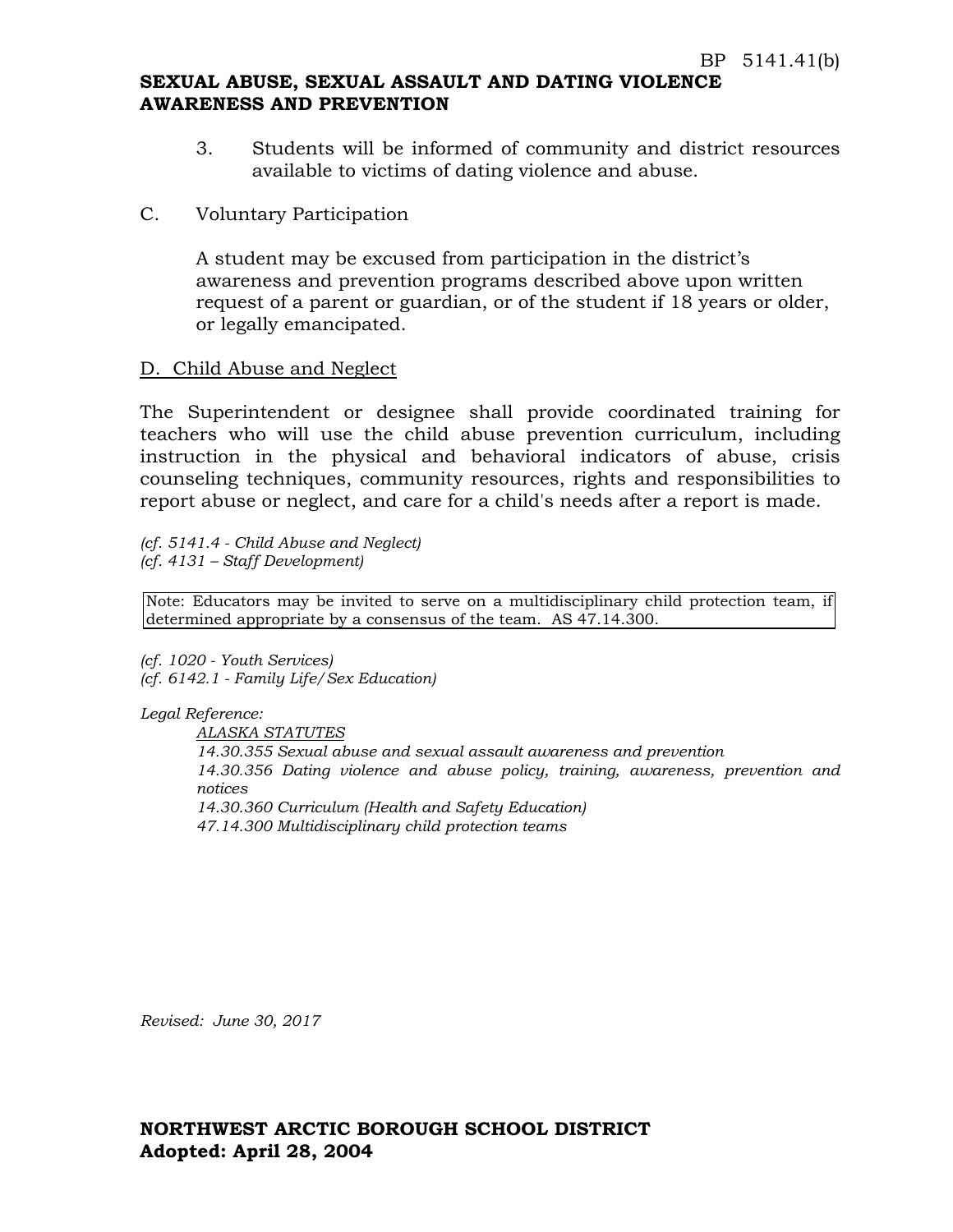3. Students will be informed of community and district resources available to victims of dating violence and abuse.

C. Voluntary Participation

A student may be excused from participation in the district's awareness and prevention programs described above upon written request of a parent or guardian, or of the student if 18 years or older, or legally emancipated.

D. Child Abuse and Neglect

The Superintendent or designee shall provide coordinated training for teachers who will use the child abuse prevention curriculum, including instruction in the physical and behavioral indicators of abuse, crisis counseling techniques, community resources, rights and responsibilities to report abuse or neglect, and care for a child's needs after a report is made.

*(cf. 5141.4 - Child Abuse and Neglect)*
*(cf. 4131 – Staff Development)*

Note: Educators may be invited to serve on a multidisciplinary child protection team, if determined appropriate by a consensus of the team. AS 47.14.300.

*(cf. 1020 - Youth Services)*
*(cf. 6142.1 - Family Life/Sex Education)*

*Legal Reference:*

*ALASKA STATUTES*
*14.30.355 Sexual abuse and sexual assault awareness and prevention*
*14.30.356 Dating violence and abuse policy, training, awareness, prevention and notices*
*14.30.360 Curriculum (Health and Safety Education)*
*47.14.300 Multidisciplinary child protection teams*

*Revised: June 30, 2017*

**NORTHWEST ARCTIC BOROUGH SCHOOL DISTRICT**
**Adopted: April 28, 2004**